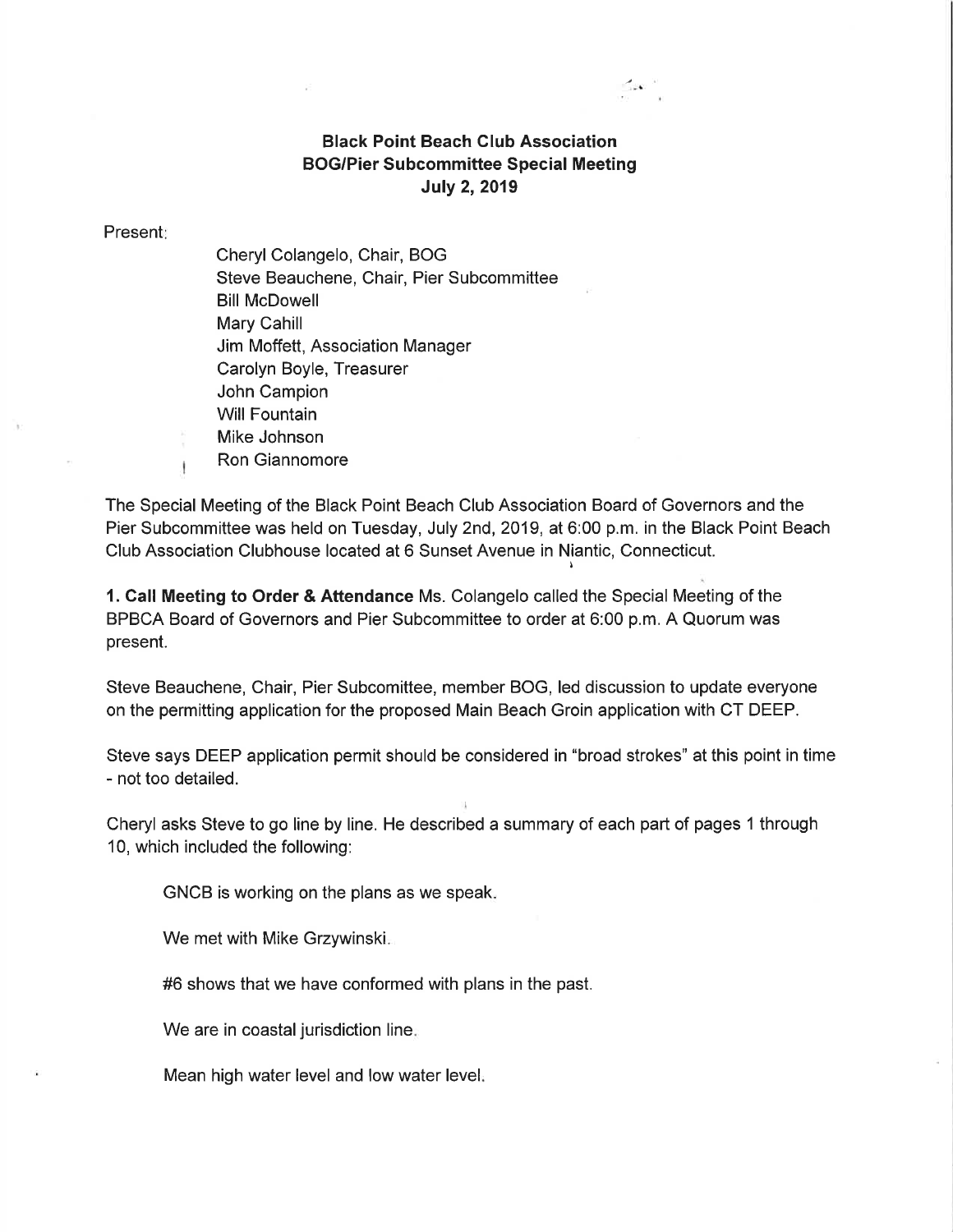# Black Point Beach Club Association
## BOG/Pier Subcommittee Special Meeting
### July 2, 2019

Present:

Cheryl Colangelo, Chair, BOG
Steve Beauchene, Chair, Pier Subcommittee
Bill McDowell
Mary Cahill
Jim Moffett, Association Manager
Carolyn Boyle, Treasurer
John Campion
Will Fountain
Mike Johnson
Ron Giannomore

The Special Meeting of the Black Point Beach Club Association Board of Governors and the Pier Subcommittee was held on Tuesday, July 2nd, 2019, at 6:00 p.m. in the Black Point Beach Club Association Clubhouse located at 6 Sunset Avenue in Niantic, Connecticut.

**1. Call Meeting to Order & Attendance** Ms. Colangelo called the Special Meeting of the BPBCA Board of Governors and Pier Subcommittee to order at 6:00 p.m. A Quorum was present.

Steve Beauchene, Chair, Pier Subcomittee, member BOG, led discussion to update everyone on the permitting application for the proposed Main Beach Groin application with CT DEEP.

Steve says DEEP application permit should be considered in "broad strokes" at this point in time - not too detailed.

Cheryl asks Steve to go line by line. He described a summary of each part of pages 1 through 10, which included the following:

GNCB is working on the plans as we speak.

We met with Mike Grzywinski.

#6 shows that we have conformed with plans in the past.

We are in coastal jurisdiction line.

Mean high water level and low water level.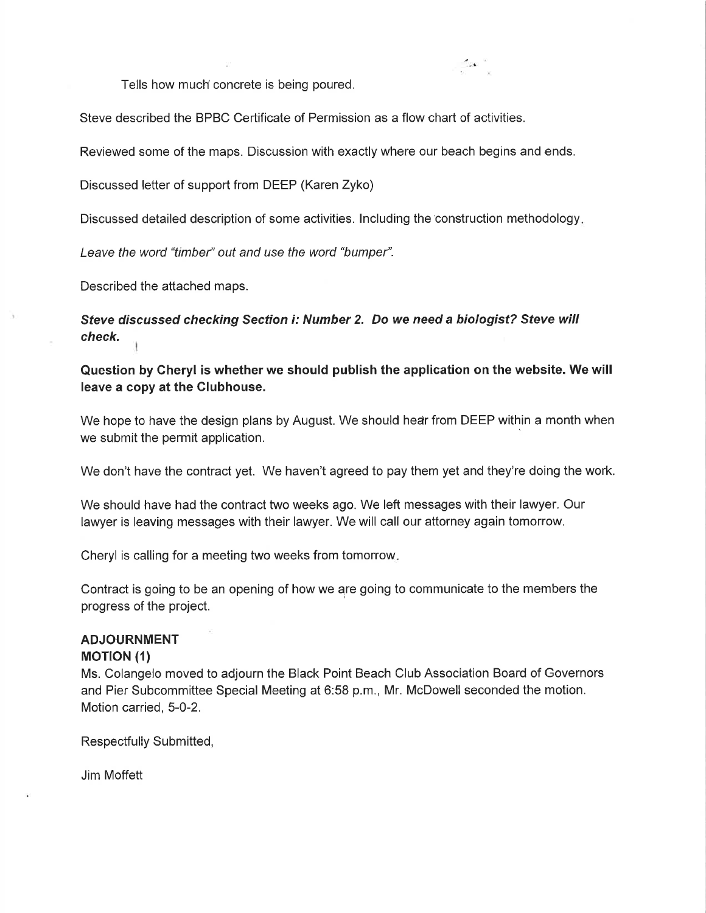Tells how much concrete is being poured.

Steve described the BPBC Certificate of Permission as a flow chart of activities.

Reviewed some of the maps. Discussion with exactly where our beach begins and ends.

Discussed letter of support from DEEP (Karen Zyko)

Discussed detailed description of some activities. Including the construction methodology.

*Leave the word "timber" out and use the word "bumper".*

Described the attached maps.

***Steve discussed checking Section i: Number 2. Do we need a biologist? Steve will check.***

**Question by Cheryl is whether we should publish the application on the website. We will leave a copy at the Clubhouse.**

We hope to have the design plans by August. We should hear from DEEP within a month when we submit the permit application.

We don't have the contract yet. We haven't agreed to pay them yet and they're doing the work.

We should have had the contract two weeks ago. We left messages with their lawyer. Our lawyer is leaving messages with their lawyer. We will call our attorney again tomorrow.

Cheryl is calling for a meeting two weeks from tomorrow.

Contract is going to be an opening of how we are going to communicate to the members the progress of the project.

**ADJOURNMENT**
**MOTION (1)**
Ms. Colangelo moved to adjourn the Black Point Beach Club Association Board of Governors and Pier Subcommittee Special Meeting at 6:58 p.m., Mr. McDowell seconded the motion. Motion carried, 5-0-2.

Respectfully Submitted,

Jim Moffett